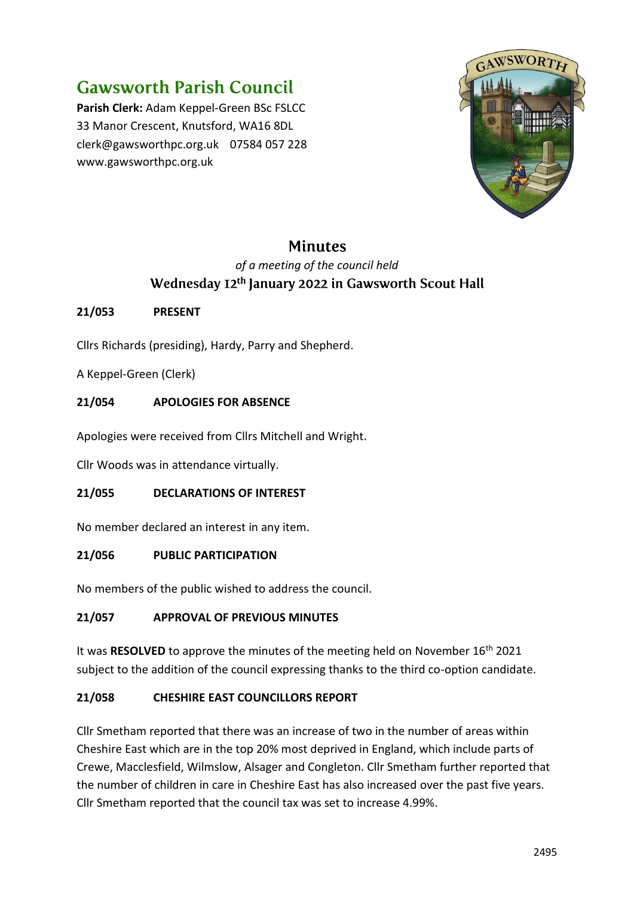# Gawsworth Parish Council

**Parish Clerk:** Adam Keppel-Green BSc FSLCC
33 Manor Crescent, Knutsford, WA16 8DL
clerk@gawsworthpc.org.uk 07584 057 228
www.gawsworthpc.org.uk

## Minutes

*of a meeting of the council held*

**Wednesday 12th January 2022 in Gawsworth Scout Hall**

### 21/053 PRESENT

Cllrs Richards (presiding), Hardy, Parry and Shepherd.

A Keppel-Green (Clerk)

### 21/054 APOLOGIES FOR ABSENCE

Apologies were received from Cllrs Mitchell and Wright.

Cllr Woods was in attendance virtually.

### 21/055 DECLARATIONS OF INTEREST

No member declared an interest in any item.

### 21/056 PUBLIC PARTICIPATION

No members of the public wished to address the council.

### 21/057 APPROVAL OF PREVIOUS MINUTES

It was **RESOLVED** to approve the minutes of the meeting held on November 16th 2021 subject to the addition of the council expressing thanks to the third co-option candidate.

### 21/058 CHESHIRE EAST COUNCILLORS REPORT

Cllr Smetham reported that there was an increase of two in the number of areas within Cheshire East which are in the top 20% most deprived in England, which include parts of Crewe, Macclesfield, Wilmslow, Alsager and Congleton. Cllr Smetham further reported that the number of children in care in Cheshire East has also increased over the past five years. Cllr Smetham reported that the council tax was set to increase 4.99%.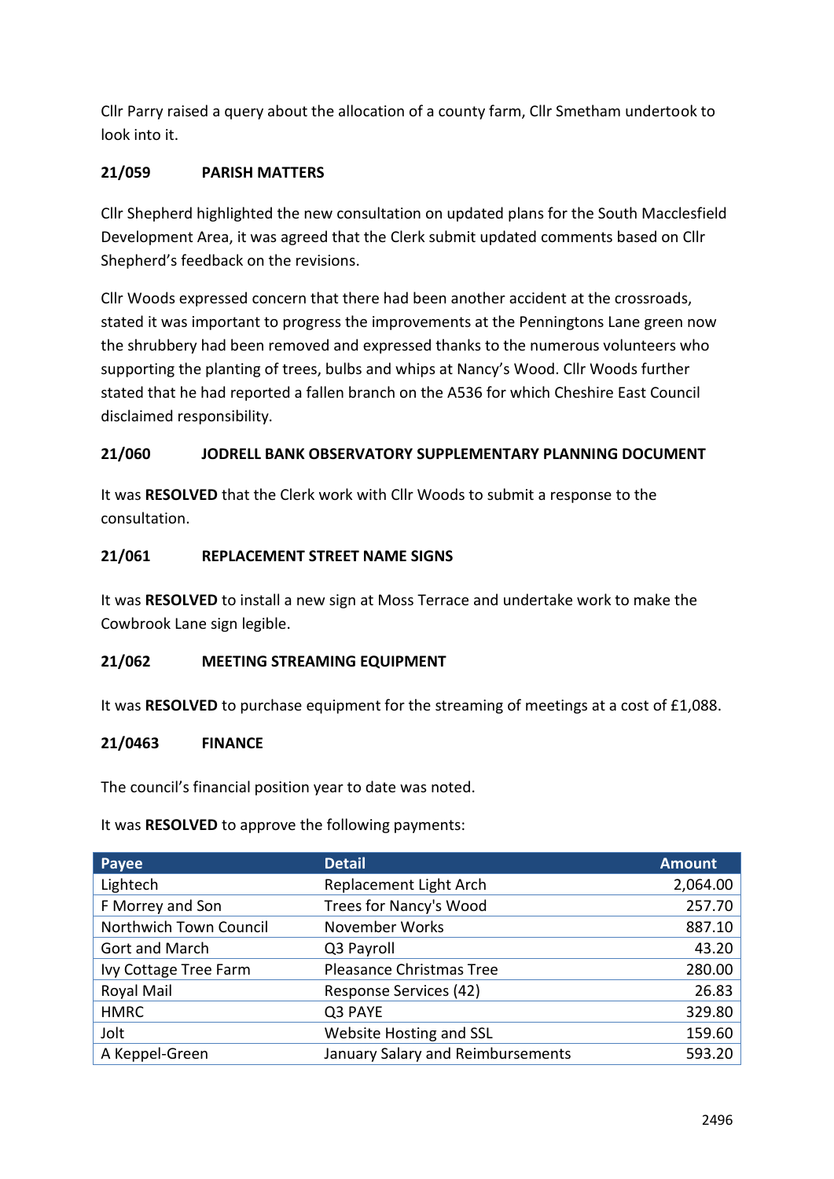Cllr Parry raised a query about the allocation of a county farm, Cllr Smetham undertook to look into it.

### 21/059 PARISH MATTERS

Cllr Shepherd highlighted the new consultation on updated plans for the South Macclesfield Development Area, it was agreed that the Clerk submit updated comments based on Cllr Shepherd's feedback on the revisions.

Cllr Woods expressed concern that there had been another accident at the crossroads, stated it was important to progress the improvements at the Penningtons Lane green now the shrubbery had been removed and expressed thanks to the numerous volunteers who supporting the planting of trees, bulbs and whips at Nancy's Wood. Cllr Woods further stated that he had reported a fallen branch on the A536 for which Cheshire East Council disclaimed responsibility.

### 21/060 JODRELL BANK OBSERVATORY SUPPLEMENTARY PLANNING DOCUMENT

It was **RESOLVED** that the Clerk work with Cllr Woods to submit a response to the consultation.

### 21/061 REPLACEMENT STREET NAME SIGNS

It was **RESOLVED** to install a new sign at Moss Terrace and undertake work to make the Cowbrook Lane sign legible.

### 21/062 MEETING STREAMING EQUIPMENT

It was **RESOLVED** to purchase equipment for the streaming of meetings at a cost of £1,088.

### 21/0463 FINANCE

The council's financial position year to date was noted.

It was **RESOLVED** to approve the following payments:

| Payee | Detail | Amount |
|---|---|---|
| Lightech | Replacement Light Arch | 2,064.00 |
| F Morrey and Son | Trees for Nancy's Wood | 257.70 |
| Northwich Town Council | November Works | 887.10 |
| Gort and March | Q3 Payroll | 43.20 |
| Ivy Cottage Tree Farm | Pleasance Christmas Tree | 280.00 |
| Royal Mail | Response Services (42) | 26.83 |
| HMRC | Q3 PAYE | 329.80 |
| Jolt | Website Hosting and SSL | 159.60 |
| A Keppel-Green | January Salary and Reimbursements | 593.20 |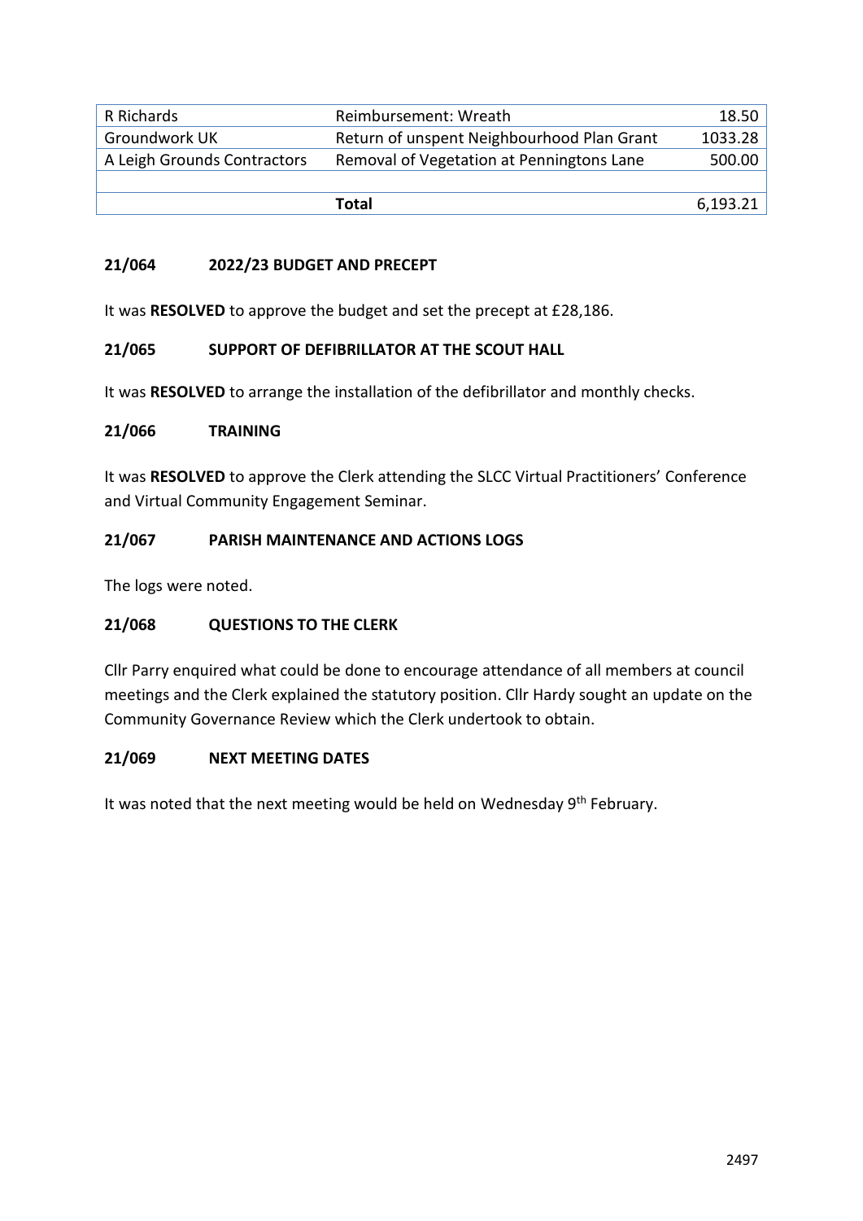| | | |
|---|---|---|
| R Richards | Reimbursement: Wreath | 18.50 |
| Groundwork UK | Return of unspent Neighbourhood Plan Grant | 1033.28 |
| A Leigh Grounds Contractors | Removal of Vegetation at Penningtons Lane | 500.00 |
| | | |
| | **Total** | 6,193.21 |

### 21/064 2022/23 BUDGET AND PRECEPT

It was **RESOLVED** to approve the budget and set the precept at £28,186.

### 21/065 SUPPORT OF DEFIBRILLATOR AT THE SCOUT HALL

It was **RESOLVED** to arrange the installation of the defibrillator and monthly checks.

### 21/066 TRAINING

It was **RESOLVED** to approve the Clerk attending the SLCC Virtual Practitioners' Conference and Virtual Community Engagement Seminar.

### 21/067 PARISH MAINTENANCE AND ACTIONS LOGS

The logs were noted.

### 21/068 QUESTIONS TO THE CLERK

Cllr Parry enquired what could be done to encourage attendance of all members at council meetings and the Clerk explained the statutory position. Cllr Hardy sought an update on the Community Governance Review which the Clerk undertook to obtain.

### 21/069 NEXT MEETING DATES

It was noted that the next meeting would be held on Wednesday 9th February.